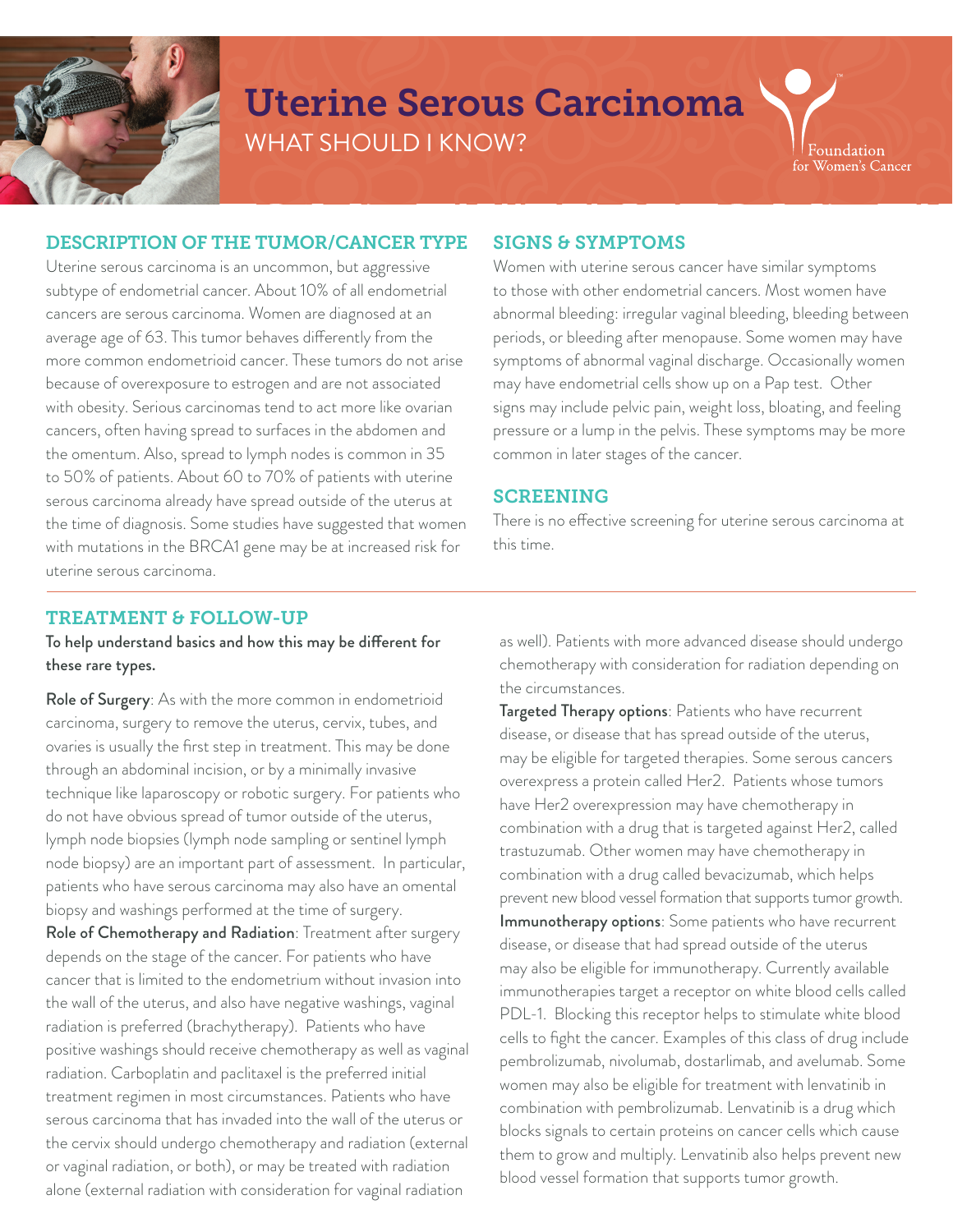# Uterine Serous Carcinoma

WHAT SHOULD I KNOW?

Foundation for Women's Cancer

## DESCRIPTION OF THE TUMOR/CANCER TYPE

Uterine serous carcinoma is an uncommon, but aggressive subtype of endometrial cancer. About 10% of all endometrial cancers are serous carcinoma. Women are diagnosed at an average age of 63. This tumor behaves differently from the more common endometrioid cancer. These tumors do not arise because of overexposure to estrogen and are not associated with obesity. Serious carcinomas tend to act more like ovarian cancers, often having spread to surfaces in the abdomen and the omentum. Also, spread to lymph nodes is common in 35 to 50% of patients. About 60 to 70% of patients with uterine serous carcinoma already have spread outside of the uterus at the time of diagnosis. Some studies have suggested that women with mutations in the BRCA1 gene may be at increased risk for uterine serous carcinoma.

## SIGNS & SYMPTOMS

Women with uterine serous cancer have similar symptoms to those with other endometrial cancers. Most women have abnormal bleeding: irregular vaginal bleeding, bleeding between periods, or bleeding after menopause. Some women may have symptoms of abnormal vaginal discharge. Occasionally women may have endometrial cells show up on a Pap test. Other signs may include pelvic pain, weight loss, bloating, and feeling pressure or a lump in the pelvis. These symptoms may be more common in later stages of the cancer.

## SCREENING

There is no effective screening for uterine serous carcinoma at this time.

## TREATMENT & FOLLOW-UP

**To help understand basics and how this may be different for these rare types.**

**Role of Surgery**: As with the more common in endometrioid carcinoma, surgery to remove the uterus, cervix, tubes, and ovaries is usually the first step in treatment. This may be done through an abdominal incision, or by a minimally invasive technique like laparoscopy or robotic surgery. For patients who do not have obvious spread of tumor outside of the uterus, lymph node biopsies (lymph node sampling or sentinel lymph node biopsy) are an important part of assessment. In particular, patients who have serous carcinoma may also have an omental biopsy and washings performed at the time of surgery.

**Role of Chemotherapy and Radiation**: Treatment after surgery depends on the stage of the cancer. For patients who have cancer that is limited to the endometrium without invasion into the wall of the uterus, and also have negative washings, vaginal radiation is preferred (brachytherapy). Patients who have positive washings should receive chemotherapy as well as vaginal radiation. Carboplatin and paclitaxel is the preferred initial treatment regimen in most circumstances. Patients who have serous carcinoma that has invaded into the wall of the uterus or the cervix should undergo chemotherapy and radiation (external or vaginal radiation, or both), or may be treated with radiation alone (external radiation with consideration for vaginal radiation as well). Patients with more advanced disease should undergo chemotherapy with consideration for radiation depending on the circumstances.

**Targeted Therapy options**: Patients who have recurrent disease, or disease that has spread outside of the uterus, may be eligible for targeted therapies. Some serous cancers overexpress a protein called Her2. Patients whose tumors have Her2 overexpression may have chemotherapy in combination with a drug that is targeted against Her2, called trastuzumab. Other women may have chemotherapy in combination with a drug called bevacizumab, which helps prevent new blood vessel formation that supports tumor growth.

**Immunotherapy options**: Some patients who have recurrent disease, or disease that had spread outside of the uterus may also be eligible for immunotherapy. Currently available immunotherapies target a receptor on white blood cells called PDL-1. Blocking this receptor helps to stimulate white blood cells to fight the cancer. Examples of this class of drug include pembrolizumab, nivolumab, dostarlimab, and avelumab. Some women may also be eligible for treatment with lenvatinib in combination with pembrolizumab. Lenvatinib is a drug which blocks signals to certain proteins on cancer cells which cause them to grow and multiply. Lenvatinib also helps prevent new blood vessel formation that supports tumor growth.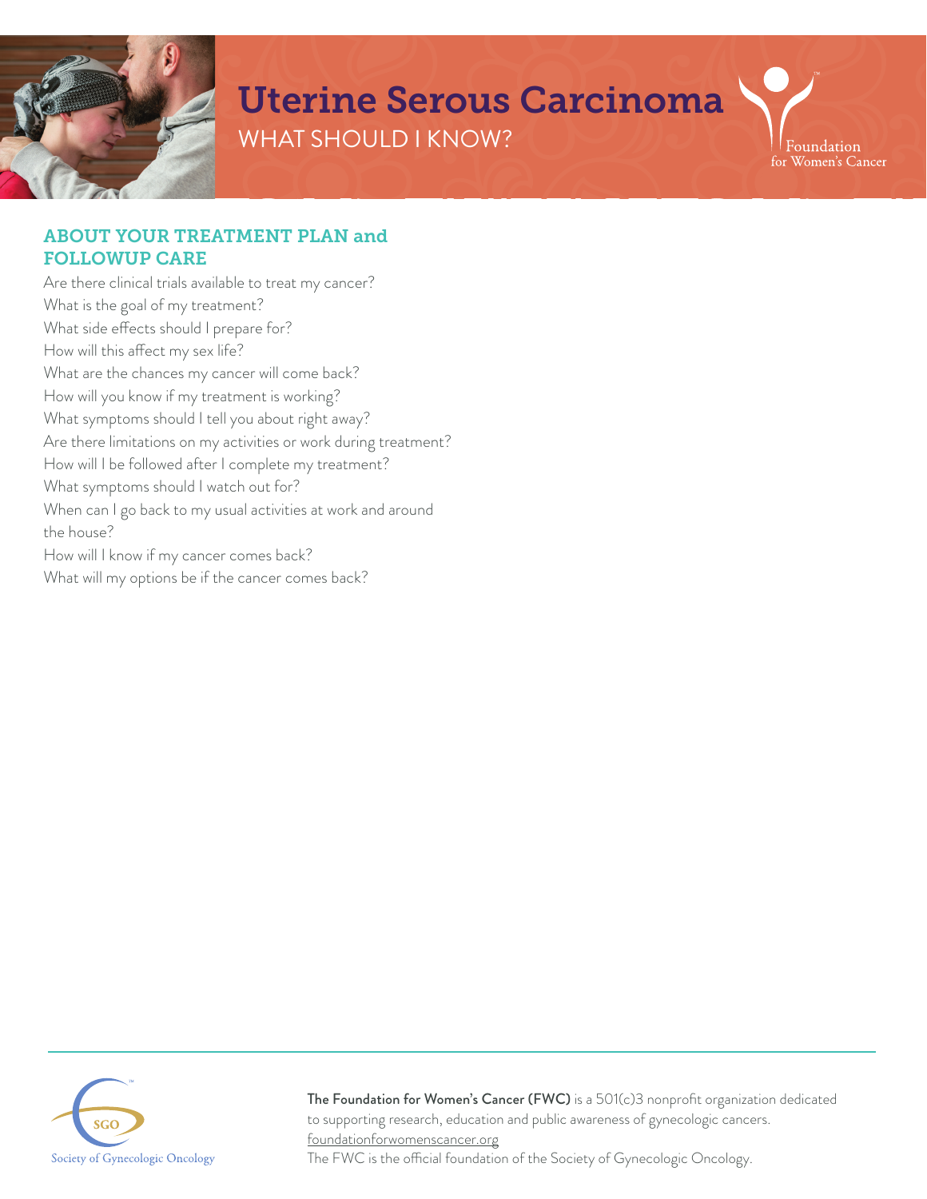# Uterine Serous Carcinoma

WHAT SHOULD I KNOW?

Foundation for Women's Cancer

## ABOUT YOUR TREATMENT PLAN and FOLLOWUP CARE

Are there clinical trials available to treat my cancer?
What is the goal of my treatment?
What side effects should I prepare for?
How will this affect my sex life?
What are the chances my cancer will come back?
How will you know if my treatment is working?
What symptoms should I tell you about right away?
Are there limitations on my activities or work during treatment?
How will I be followed after I complete my treatment?
What symptoms should I watch out for?
When can I go back to my usual activities at work and around the house?
How will I know if my cancer comes back?
What will my options be if the cancer comes back?

SGO Society of Gynecologic Oncology

**The Foundation for Women's Cancer (FWC)** is a 501(c)3 nonprofit organization dedicated to supporting research, education and public awareness of gynecologic cancers.
foundationforwomenscancer.org
The FWC is the official foundation of the Society of Gynecologic Oncology.